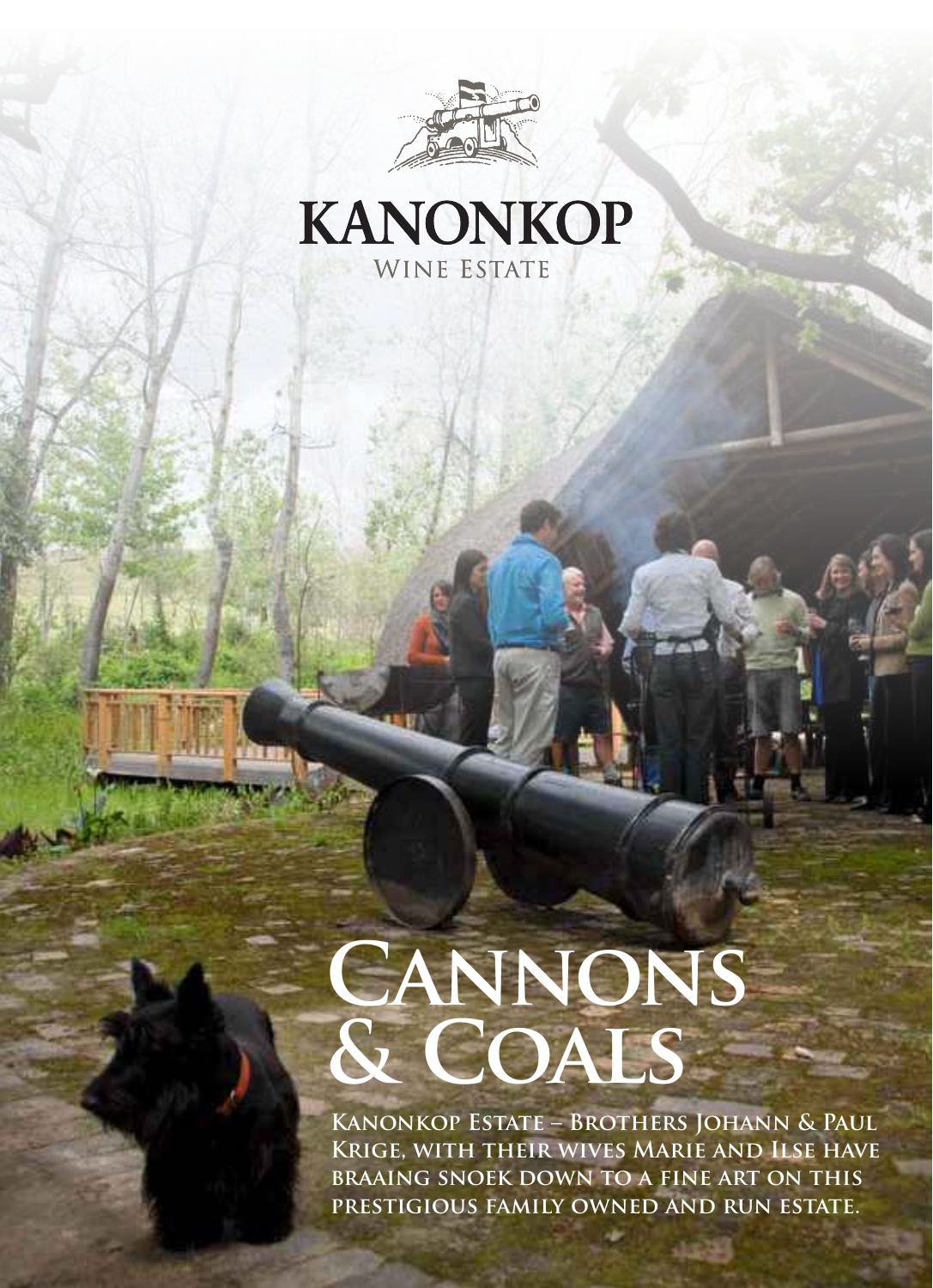# KANONKOP

WINE ESTATE

# Cannons & Coals

**Kanonkop Estate – Brothers Johann & Paul Krige, with their wives Marie and Ilse have braaing snoek down to a fine art on this prestigious family owned and run estate.**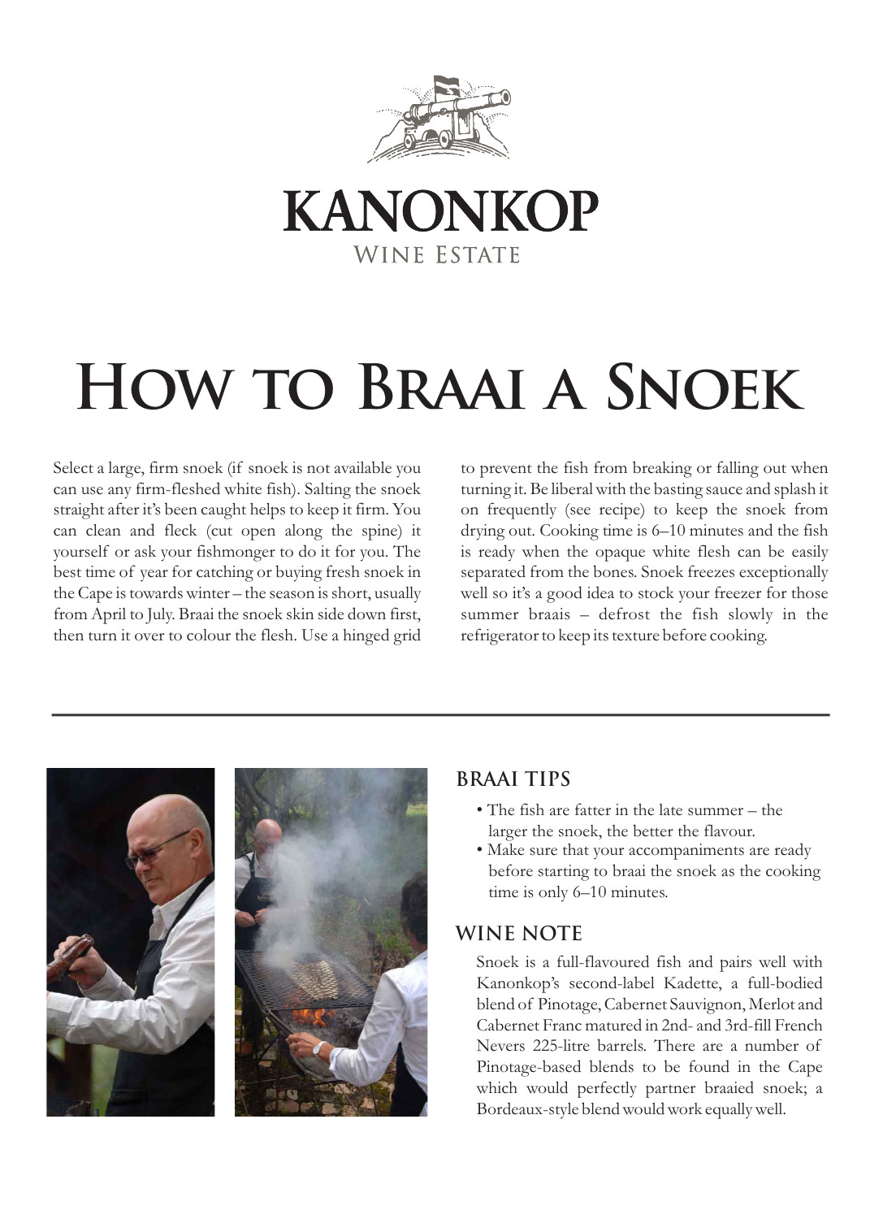KANONKOP

WINE ESTATE

# How to Braai a Snoek

Select a large, firm snoek (if snoek is not available you can use any firm-fleshed white fish). Salting the snoek straight after it's been caught helps to keep it firm. You can clean and fleck (cut open along the spine) it yourself or ask your fishmonger to do it for you. The best time of year for catching or buying fresh snoek in the Cape is towards winter – the season is short, usually from April to July. Braai the snoek skin side down first, then turn it over to colour the flesh. Use a hinged grid to prevent the fish from breaking or falling out when turning it. Be liberal with the basting sauce and splash it on frequently (see recipe) to keep the snoek from drying out. Cooking time is 6–10 minutes and the fish is ready when the opaque white flesh can be easily separated from the bones. Snoek freezes exceptionally well so it's a good idea to stock your freezer for those summer braais – defrost the fish slowly in the refrigerator to keep its texture before cooking.

---

## Braai Tips

- The fish are fatter in the late summer – the larger the snoek, the better the flavour.
- Make sure that your accompaniments are ready before starting to braai the snoek as the cooking time is only 6–10 minutes.

## Wine Note

Snoek is a full-flavoured fish and pairs well with Kanonkop's second-label Kadette, a full-bodied blend of Pinotage, Cabernet Sauvignon, Merlot and Cabernet Franc matured in 2nd- and 3rd-fill French Nevers 225-litre barrels. There are a number of Pinotage-based blends to be found in the Cape which would perfectly partner braaied snoek; a Bordeaux-style blend would work equally well.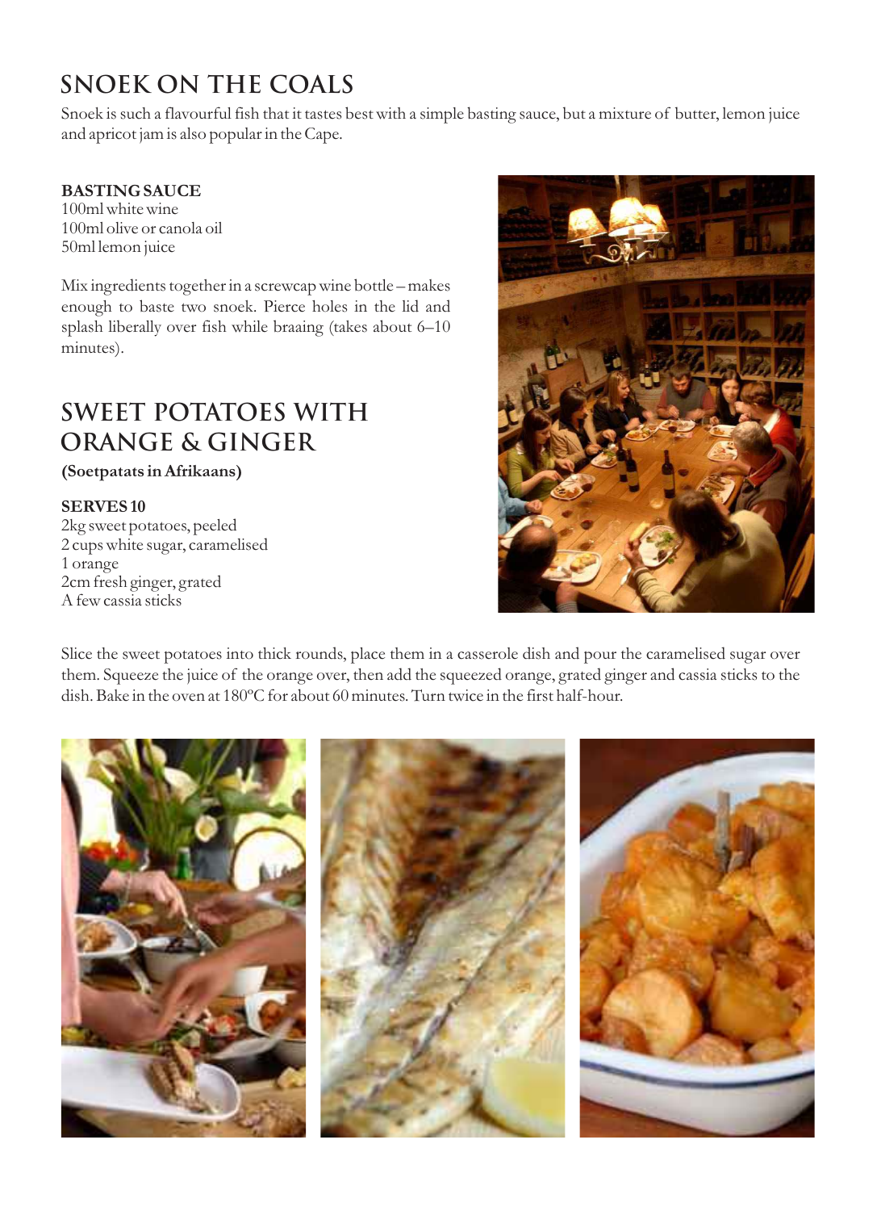## SNOEK ON THE COALS

Snoek is such a flavourful fish that it tastes best with a simple basting sauce, but a mixture of butter, lemon juice and apricot jam is also popular in the Cape.

**BASTING SAUCE**
100ml white wine
100ml olive or canola oil
50ml lemon juice

Mix ingredients together in a screwcap wine bottle – makes enough to baste two snoek. Pierce holes in the lid and splash liberally over fish while braaing (takes about 6–10 minutes).

## SWEET POTATOES WITH ORANGE & GINGER

**(Soetpatats in Afrikaans)**

**SERVES 10**
2kg sweet potatoes, peeled
2 cups white sugar, caramelised
1 orange
2cm fresh ginger, grated
A few cassia sticks

Slice the sweet potatoes into thick rounds, place them in a casserole dish and pour the caramelised sugar over them. Squeeze the juice of the orange over, then add the squeezed orange, grated ginger and cassia sticks to the dish. Bake in the oven at 180ºC for about 60 minutes. Turn twice in the first half-hour.